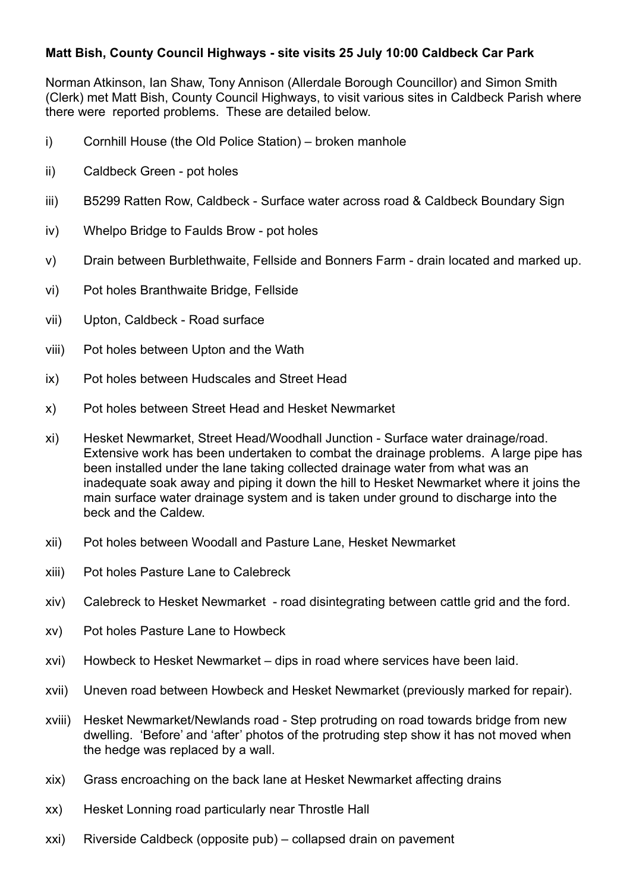**Matt Bish, County Council Highways - site visits 25 July 10:00 Caldbeck Car Park**

Norman Atkinson, Ian Shaw, Tony Annison (Allerdale Borough Councillor) and Simon Smith (Clerk) met Matt Bish, County Council Highways, to visit various sites in Caldbeck Parish where there were reported problems. These are detailed below.

i) Cornhill House (the Old Police Station) – broken manhole

ii) Caldbeck Green - pot holes

iii) B5299 Ratten Row, Caldbeck - Surface water across road & Caldbeck Boundary Sign

iv) Whelpo Bridge to Faulds Brow - pot holes

v) Drain between Burblethwaite, Fellside and Bonners Farm - drain located and marked up.

vi) Pot holes Branthwaite Bridge, Fellside

vii) Upton, Caldbeck - Road surface

viii) Pot holes between Upton and the Wath

ix) Pot holes between Hudscales and Street Head

x) Pot holes between Street Head and Hesket Newmarket

xi) Hesket Newmarket, Street Head/Woodhall Junction - Surface water drainage/road. Extensive work has been undertaken to combat the drainage problems. A large pipe has been installed under the lane taking collected drainage water from what was an inadequate soak away and piping it down the hill to Hesket Newmarket where it joins the main surface water drainage system and is taken under ground to discharge into the beck and the Caldew.

xii) Pot holes between Woodall and Pasture Lane, Hesket Newmarket

xiii) Pot holes Pasture Lane to Calebreck

xiv) Calebreck to Hesket Newmarket - road disintegrating between cattle grid and the ford.

xv) Pot holes Pasture Lane to Howbeck

xvi) Howbeck to Hesket Newmarket – dips in road where services have been laid.

xvii) Uneven road between Howbeck and Hesket Newmarket (previously marked for repair).

xviii) Hesket Newmarket/Newlands road - Step protruding on road towards bridge from new dwelling. 'Before' and 'after' photos of the protruding step show it has not moved when the hedge was replaced by a wall.

xix) Grass encroaching on the back lane at Hesket Newmarket affecting drains

xx) Hesket Lonning road particularly near Throstle Hall

xxi) Riverside Caldbeck (opposite pub) – collapsed drain on pavement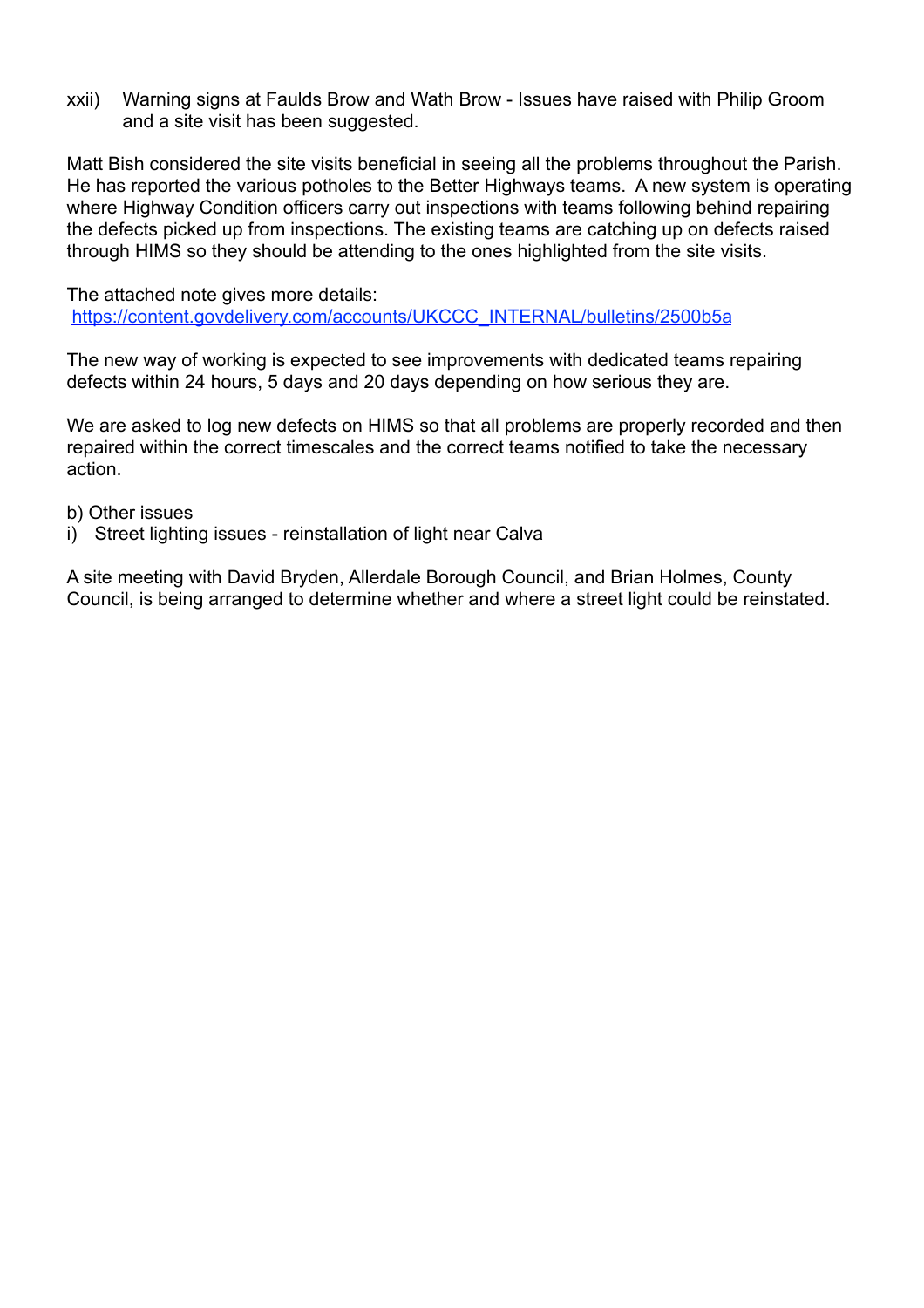xxii) Warning signs at Faulds Brow and Wath Brow - Issues have raised with Philip Groom and a site visit has been suggested.

Matt Bish considered the site visits beneficial in seeing all the problems throughout the Parish. He has reported the various potholes to the Better Highways teams. A new system is operating where Highway Condition officers carry out inspections with teams following behind repairing the defects picked up from inspections. The existing teams are catching up on defects raised through HIMS so they should be attending to the ones highlighted from the site visits.

The attached note gives more details:
[https://content.govdelivery.com/accounts/UKCCC_INTERNAL/bulletins/2500b5a](https://content.govdelivery.com/accounts/UKCCC_INTERNAL/bulletins/2500b5a)

The new way of working is expected to see improvements with dedicated teams repairing defects within 24 hours, 5 days and 20 days depending on how serious they are.

We are asked to log new defects on HIMS so that all problems are properly recorded and then repaired within the correct timescales and the correct teams notified to take the necessary action.

b) Other issues

i) Street lighting issues - reinstallation of light near Calva

A site meeting with David Bryden, Allerdale Borough Council, and Brian Holmes, County Council, is being arranged to determine whether and where a street light could be reinstated.